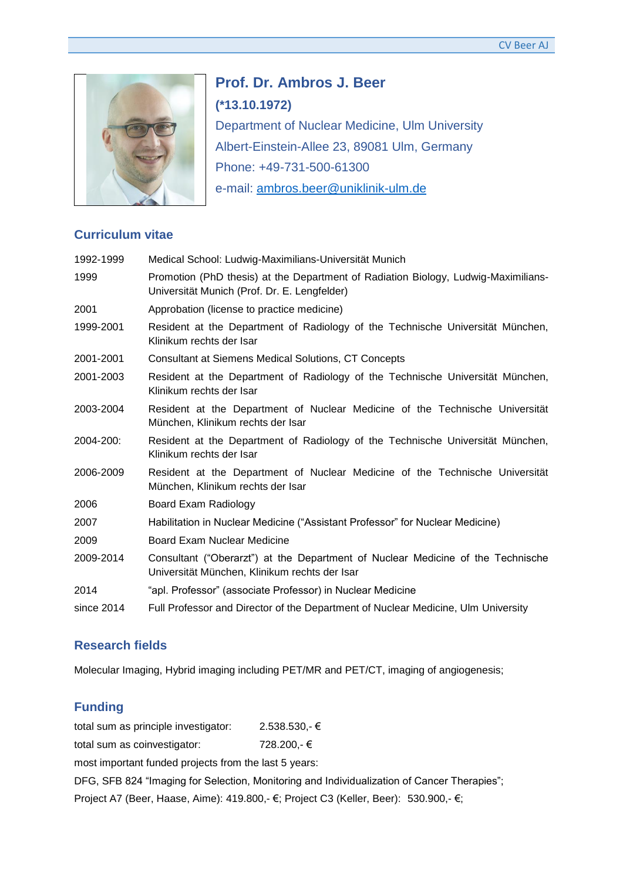# Prof. Dr. Ambros J. Beer

**(*13.10.1972)**

Department of Nuclear Medicine, Ulm University

Albert-Einstein-Allee 23, 89081 Ulm, Germany

Phone: +49-731-500-61300

e-mail: ambros.beer@uniklinik-ulm.de

## Curriculum vitae

| | |
|---|---|
| 1992-1999 | Medical School: Ludwig-Maximilians-Universität Munich |
| 1999 | Promotion (PhD thesis) at the Department of Radiation Biology, Ludwig-Maximilians-Universität Munich (Prof. Dr. E. Lengfelder) |
| 2001 | Approbation (license to practice medicine) |
| 1999-2001 | Resident at the Department of Radiology of the Technische Universität München, Klinikum rechts der Isar |
| 2001-2001 | Consultant at Siemens Medical Solutions, CT Concepts |
| 2001-2003 | Resident at the Department of Radiology of the Technische Universität München, Klinikum rechts der Isar |
| 2003-2004 | Resident at the Department of Nuclear Medicine of the Technische Universität München, Klinikum rechts der Isar |
| 2004-200: | Resident at the Department of Radiology of the Technische Universität München, Klinikum rechts der Isar |
| 2006-2009 | Resident at the Department of Nuclear Medicine of the Technische Universität München, Klinikum rechts der Isar |
| 2006 | Board Exam Radiology |
| 2007 | Habilitation in Nuclear Medicine ("Assistant Professor" for Nuclear Medicine) |
| 2009 | Board Exam Nuclear Medicine |
| 2009-2014 | Consultant ("Oberarzt") at the Department of Nuclear Medicine of the Technische Universität München, Klinikum rechts der Isar |
| 2014 | "apl. Professor" (associate Professor) in Nuclear Medicine |
| since 2014 | Full Professor and Director of the Department of Nuclear Medicine, Ulm University |

## Research fields

Molecular Imaging, Hybrid imaging including PET/MR and PET/CT, imaging of angiogenesis;

## Funding

| | |
|---|---|
| total sum as principle investigator: | 2.538.530,- € |
| total sum as coinvestigator: | 728.200,- € |

most important funded projects from the last 5 years:

DFG, SFB 824 "Imaging for Selection, Monitoring and Individualization of Cancer Therapies";
Project A7 (Beer, Haase, Aime): 419.800,- €; Project C3 (Keller, Beer): 530.900,- €;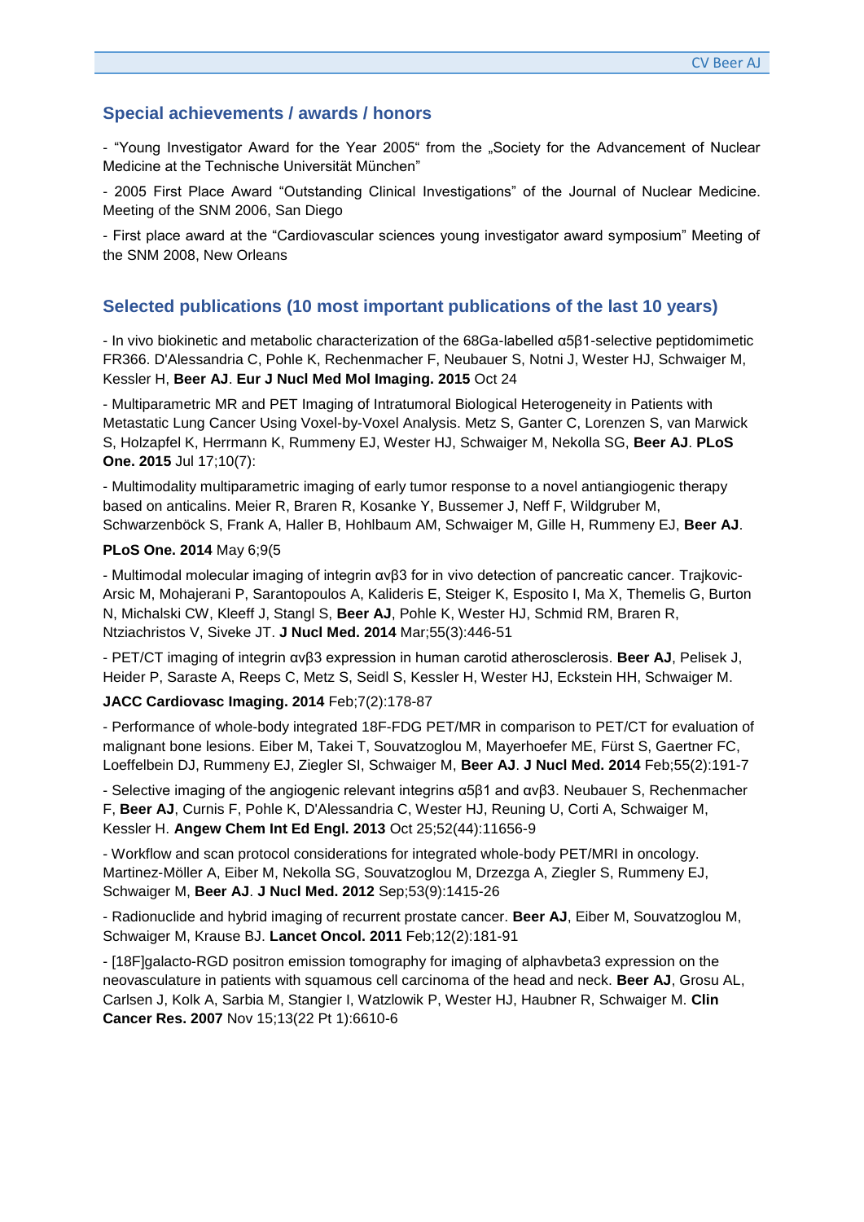## Special achievements / awards / honors

- “Young Investigator Award for the Year 2005“ from the „Society for the Advancement of Nuclear Medicine at the Technische Universität München”

- 2005 First Place Award “Outstanding Clinical Investigations” of the Journal of Nuclear Medicine. Meeting of the SNM 2006, San Diego

- First place award at the “Cardiovascular sciences young investigator award symposium” Meeting of the SNM 2008, New Orleans

## Selected publications (10 most important publications of the last 10 years)

- In vivo biokinetic and metabolic characterization of the 68Ga-labelled α5β1-selective peptidomimetic FR366. D'Alessandria C, Pohle K, Rechenmacher F, Neubauer S, Notni J, Wester HJ, Schwaiger M, Kessler H, **Beer AJ**. **Eur J Nucl Med Mol Imaging. 2015** Oct 24

- Multiparametric MR and PET Imaging of Intratumoral Biological Heterogeneity in Patients with Metastatic Lung Cancer Using Voxel-by-Voxel Analysis. Metz S, Ganter C, Lorenzen S, van Marwick S, Holzapfel K, Herrmann K, Rummeny EJ, Wester HJ, Schwaiger M, Nekolla SG, **Beer AJ**. **PLoS One. 2015** Jul 17;10(7):

- Multimodality multiparametric imaging of early tumor response to a novel antiangiogenic therapy based on anticalins. Meier R, Braren R, Kosanke Y, Bussemer J, Neff F, Wildgruber M, Schwarzenböck S, Frank A, Haller B, Hohlbaum AM, Schwaiger M, Gille H, Rummeny EJ, **Beer AJ**. **PLoS One. 2014** May 6;9(5

- Multimodal molecular imaging of integrin αvβ3 for in vivo detection of pancreatic cancer. Trajkovic-Arsic M, Mohajerani P, Sarantopoulos A, Kalideris E, Steiger K, Esposito I, Ma X, Themelis G, Burton N, Michalski CW, Kleeff J, Stangl S, **Beer AJ**, Pohle K, Wester HJ, Schmid RM, Braren R, Ntziachristos V, Siveke JT. **J Nucl Med. 2014** Mar;55(3):446-51

- PET/CT imaging of integrin αvβ3 expression in human carotid atherosclerosis. **Beer AJ**, Pelisek J, Heider P, Saraste A, Reeps C, Metz S, Seidl S, Kessler H, Wester HJ, Eckstein HH, Schwaiger M. **JACC Cardiovasc Imaging. 2014** Feb;7(2):178-87

- Performance of whole-body integrated 18F-FDG PET/MR in comparison to PET/CT for evaluation of malignant bone lesions. Eiber M, Takei T, Souvatzoglou M, Mayerhoefer ME, Fürst S, Gaertner FC, Loeffelbein DJ, Rummeny EJ, Ziegler SI, Schwaiger M, **Beer AJ**. **J Nucl Med. 2014** Feb;55(2):191-7

- Selective imaging of the angiogenic relevant integrins α5β1 and αvβ3. Neubauer S, Rechenmacher F, **Beer AJ**, Curnis F, Pohle K, D'Alessandria C, Wester HJ, Reuning U, Corti A, Schwaiger M, Kessler H. **Angew Chem Int Ed Engl. 2013** Oct 25;52(44):11656-9

- Workflow and scan protocol considerations for integrated whole-body PET/MRI in oncology. Martinez-Möller A, Eiber M, Nekolla SG, Souvatzoglou M, Drzezga A, Ziegler S, Rummeny EJ, Schwaiger M, **Beer AJ**. **J Nucl Med. 2012** Sep;53(9):1415-26

- Radionuclide and hybrid imaging of recurrent prostate cancer. **Beer AJ**, Eiber M, Souvatzoglou M, Schwaiger M, Krause BJ. **Lancet Oncol. 2011** Feb;12(2):181-91

- [18F]galacto-RGD positron emission tomography for imaging of alphavbeta3 expression on the neovasculature in patients with squamous cell carcinoma of the head and neck. **Beer AJ**, Grosu AL, Carlsen J, Kolk A, Sarbia M, Stangier I, Watzlowik P, Wester HJ, Haubner R, Schwaiger M. **Clin Cancer Res. 2007** Nov 15;13(22 Pt 1):6610-6